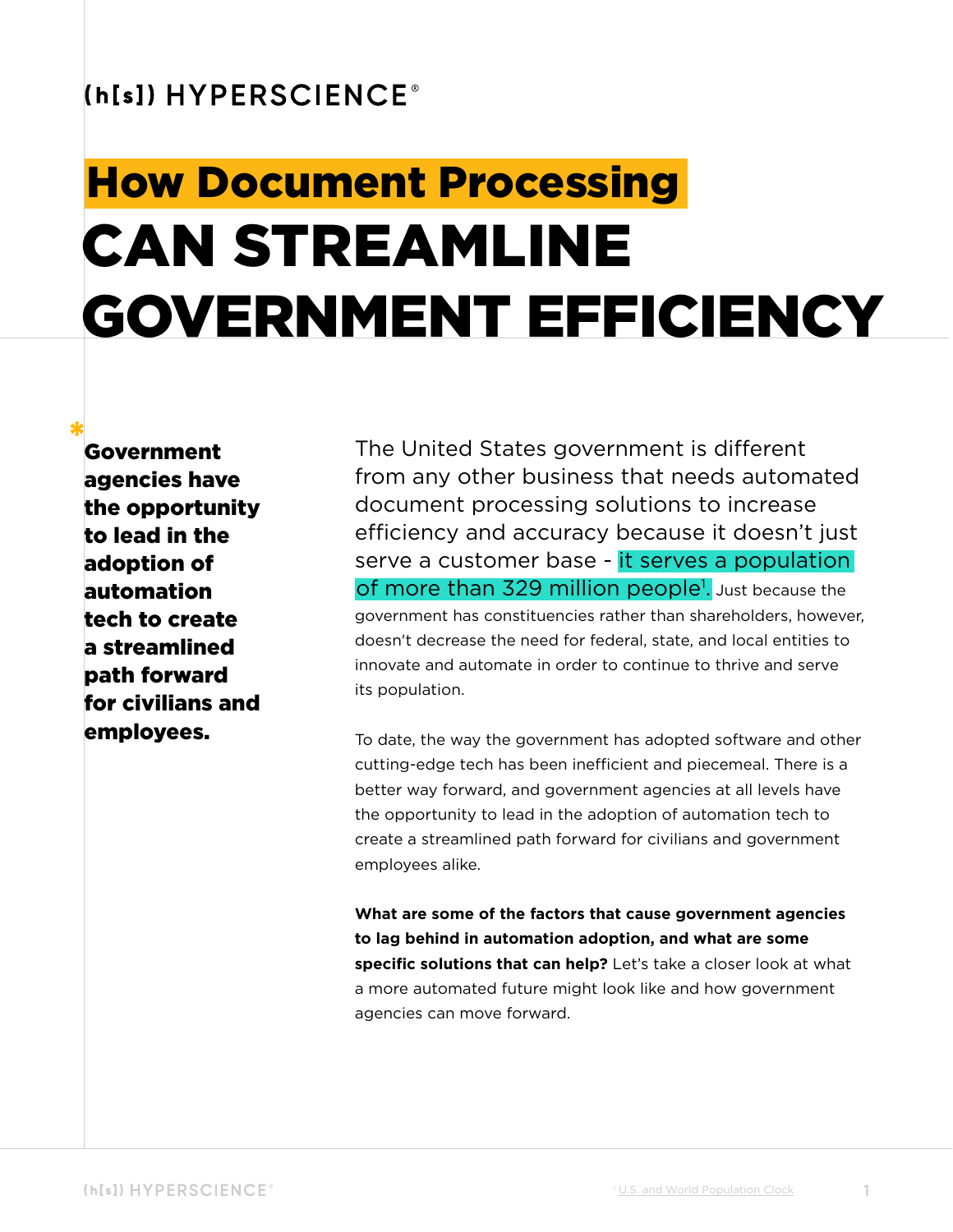# How Document Processing CAN STREAMLINE GOVERNMENT EFFICIENCY

**Government agencies have the opportunity to lead in the adoption of automation tech to create a streamlined path forward for civilians and employees.**

The United States government is different from any other business that needs automated document processing solutions to increase efficiency and accuracy because it doesn't just serve a customer base - it serves a population of more than 329 million people[1]. Just because the government has constituencies rather than shareholders, however, doesn't decrease the need for federal, state, and local entities to innovate and automate in order to continue to thrive and serve its population.

To date, the way the government has adopted software and other cutting-edge tech has been inefficient and piecemeal. There is a better way forward, and government agencies at all levels have the opportunity to lead in the adoption of automation tech to create a streamlined path forward for civilians and government employees alike.

**What are some of the factors that cause government agencies to lag behind in automation adoption, and what are some specific solutions that can help?** Let's take a closer look at what a more automated future might look like and how government agencies can move forward.

[1] U.S. and World Population Clock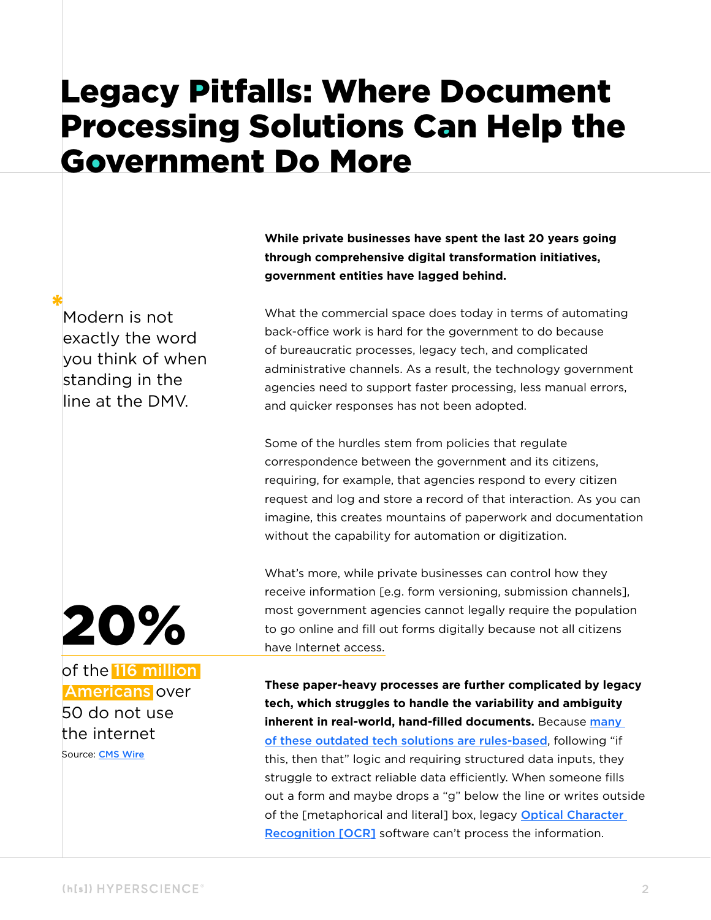# Legacy Pitfalls: Where Document Processing Solutions Can Help the Government Do More

*Modern is not exactly the word you think of when standing in the line at the DMV.

**While private businesses have spent the last 20 years going through comprehensive digital transformation initiatives, government entities have lagged behind.**

What the commercial space does today in terms of automating back-office work is hard for the government to do because of bureaucratic processes, legacy tech, and complicated administrative channels. As a result, the technology government agencies need to support faster processing, less manual errors, and quicker responses has not been adopted.

Some of the hurdles stem from policies that regulate correspondence between the government and its citizens, requiring, for example, that agencies respond to every citizen request and log and store a record of that interaction. As you can imagine, this creates mountains of paperwork and documentation without the capability for automation or digitization.

What's more, while private businesses can control how they receive information [e.g. form versioning, submission channels], most government agencies cannot legally require the population to go online and fill out forms digitally because not all citizens have Internet access.

**20%**

of the 116 million Americans over 50 do not use the internet

Source: CMS Wire

**These paper-heavy processes are further complicated by legacy tech, which struggles to handle the variability and ambiguity inherent in real-world, hand-filled documents.** Because many of these outdated tech solutions are rules-based, following "if this, then that" logic and requiring structured data inputs, they struggle to extract reliable data efficiently. When someone fills out a form and maybe drops a "g" below the line or writes outside of the [metaphorical and literal] box, legacy Optical Character Recognition [OCR] software can't process the information.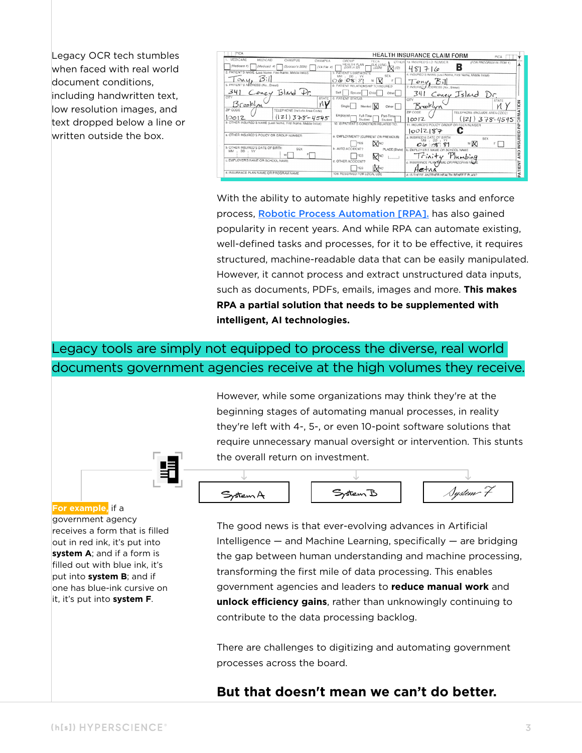Legacy OCR tech stumbles when faced with real world document conditions, including handwritten text, low resolution images, and text dropped below a line or written outside the box.

With the ability to automate highly repetitive tasks and enforce process, [Robotic Process Automation [RPA].] has also gained popularity in recent years. And while RPA can automate existing, well-defined tasks and processes, for it to be effective, it requires structured, machine-readable data that can be easily manipulated. However, it cannot process and extract unstructured data inputs, such as documents, PDFs, emails, images and more. **This makes RPA a partial solution that needs to be supplemented with intelligent, AI technologies.**

## Legacy tools are simply not equipped to process the diverse, real world documents government agencies receive at the high volumes they receive.

However, while some organizations may think they're at the beginning stages of automating manual processes, in reality they're left with 4-, 5-, or even 10-point software solutions that require unnecessary manual oversight or intervention. This stunts the overall return on investment.

System A | System B | System F

**For example**, if a government agency receives a form that is filled out in red ink, it's put into **system A**; and if a form is filled out with blue ink, it's put into **system B**; and if one has blue-ink cursive on it, it's put into **system F**.

The good news is that ever-evolving advances in Artificial Intelligence — and Machine Learning, specifically — are bridging the gap between human understanding and machine processing, transforming the first mile of data processing. This enables government agencies and leaders to **reduce manual work** and **unlock efficiency gains**, rather than unknowingly continuing to contribute to the data processing backlog.

There are challenges to digitizing and automating government processes across the board.

## But that doesn't mean we can't do better.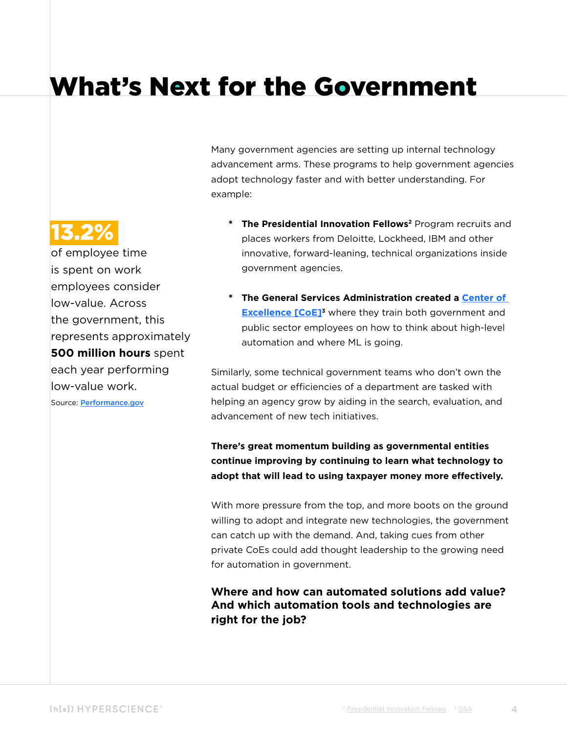# What's Next for the Government

**13.2%**

of employee time is spent on work employees consider low-value. Across the government, this represents approximately **500 million hours** spent each year performing low-value work.

Source: Performance.gov

Many government agencies are setting up internal technology advancement arms. These programs to help government agencies adopt technology faster and with better understanding. For example:

- **The Presidential Innovation Fellows**[2] Program recruits and places workers from Deloitte, Lockheed, IBM and other innovative, forward-leaning, technical organizations inside government agencies.

- **The General Services Administration created a Center of Excellence [CoE]**[3] where they train both government and public sector employees on how to think about high-level automation and where ML is going.

Similarly, some technical government teams who don't own the actual budget or efficiencies of a department are tasked with helping an agency grow by aiding in the search, evaluation, and advancement of new tech initiatives.

**There's great momentum building as governmental entities continue improving by continuing to learn what technology to adopt that will lead to using taxpayer money more effectively.**

With more pressure from the top, and more boots on the ground willing to adopt and integrate new technologies, the government can catch up with the demand. And, taking cues from other private CoEs could add thought leadership to the growing need for automation in government.

### Where and how can automated solutions add value? And which automation tools and technologies are right for the job?

[2] Presidential Innovation Fellows [3] GSA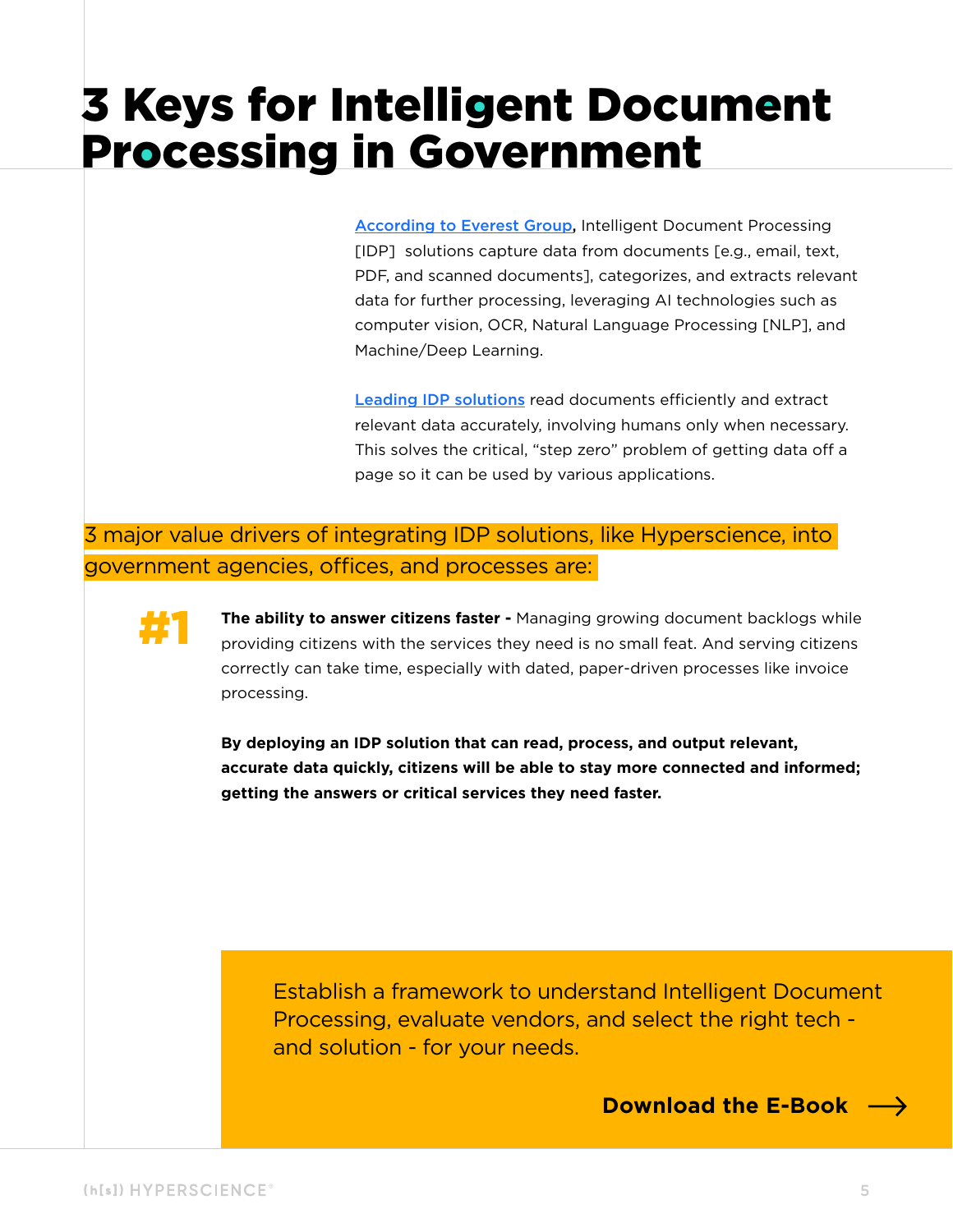# 3 Keys for Intelligent Document Processing in Government

According to Everest Group, Intelligent Document Processing [IDP] solutions capture data from documents [e.g., email, text, PDF, and scanned documents], categorizes, and extracts relevant data for further processing, leveraging AI technologies such as computer vision, OCR, Natural Language Processing [NLP], and Machine/Deep Learning.

Leading IDP solutions read documents efficiently and extract relevant data accurately, involving humans only when necessary. This solves the critical, "step zero" problem of getting data off a page so it can be used by various applications.

3 major value drivers of integrating IDP solutions, like Hyperscience, into government agencies, offices, and processes are:

**#1**

**The ability to answer citizens faster -** Managing growing document backlogs while providing citizens with the services they need is no small feat. And serving citizens correctly can take time, especially with dated, paper-driven processes like invoice processing.

**By deploying an IDP solution that can read, process, and output relevant, accurate data quickly, citizens will be able to stay more connected and informed; getting the answers or critical services they need faster.**

Establish a framework to understand Intelligent Document Processing, evaluate vendors, and select the right tech - and solution - for your needs.

**Download the E-Book →**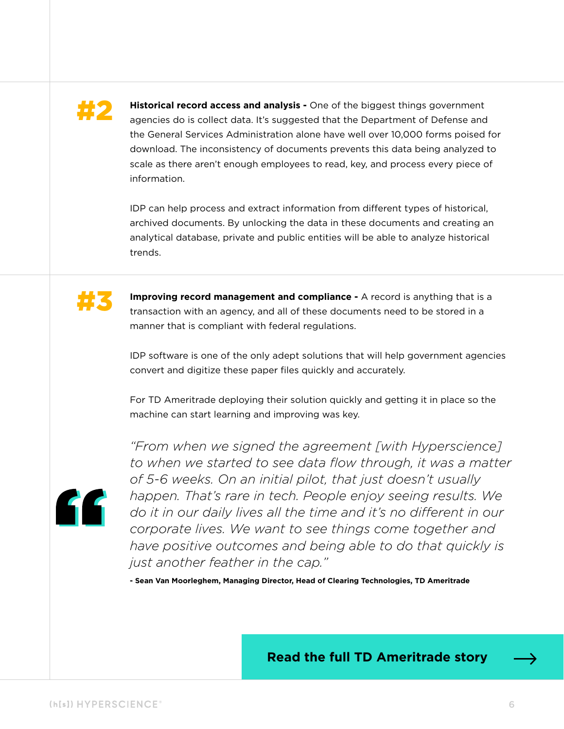**#2**

**Historical record access and analysis -** One of the biggest things government agencies do is collect data. It's suggested that the Department of Defense and the General Services Administration alone have well over 10,000 forms poised for download. The inconsistency of documents prevents this data being analyzed to scale as there aren't enough employees to read, key, and process every piece of information.

IDP can help process and extract information from different types of historical, archived documents. By unlocking the data in these documents and creating an analytical database, private and public entities will be able to analyze historical trends.

**#3**

**Improving record management and compliance -** A record is anything that is a transaction with an agency, and all of these documents need to be stored in a manner that is compliant with federal regulations.

IDP software is one of the only adept solutions that will help government agencies convert and digitize these paper files quickly and accurately.

For TD Ameritrade deploying their solution quickly and getting it in place so the machine can start learning and improving was key.

> *"From when we signed the agreement [with Hyperscience] to when we started to see data flow through, it was a matter of 5-6 weeks. On an initial pilot, that just doesn't usually happen. That's rare in tech. People enjoy seeing results. We do it in our daily lives all the time and it's no different in our corporate lives. We want to see things come together and have positive outcomes and being able to do that quickly is just another feather in the cap."*
>
> **- Sean Van Moorleghem, Managing Director, Head of Clearing Technologies, TD Ameritrade**

**Read the full TD Ameritrade story →**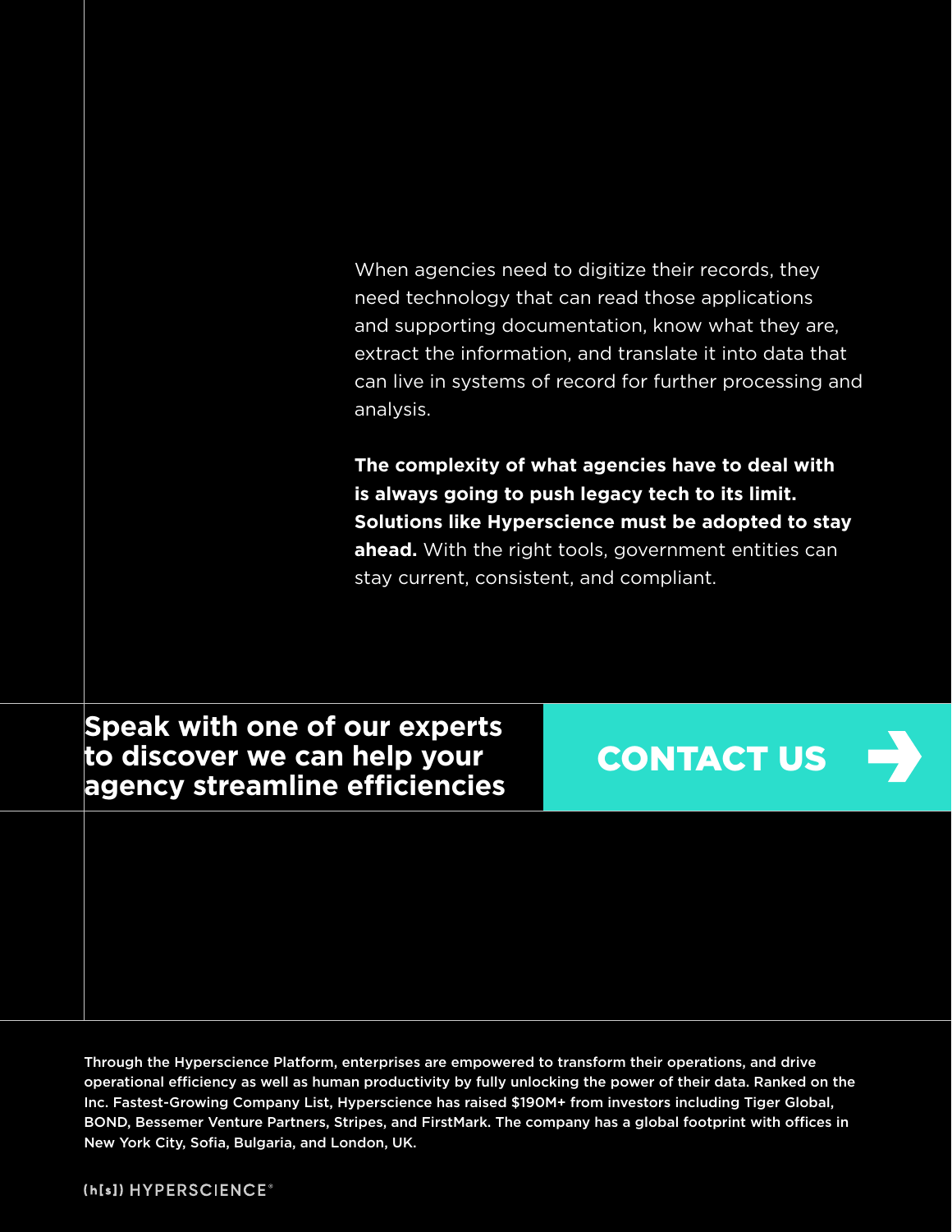When agencies need to digitize their records, they need technology that can read those applications and supporting documentation, know what they are, extract the information, and translate it into data that can live in systems of record for further processing and analysis.

**The complexity of what agencies have to deal with is always going to push legacy tech to its limit. Solutions like Hyperscience must be adopted to stay ahead.** With the right tools, government entities can stay current, consistent, and compliant.

**Speak with one of our experts to discover we can help your agency streamline efficiencies**

**CONTACT US**

Through the Hyperscience Platform, enterprises are empowered to transform their operations, and drive operational efficiency as well as human productivity by fully unlocking the power of their data. Ranked on the Inc. Fastest-Growing Company List, Hyperscience has raised $190M+ from investors including Tiger Global, BOND, Bessemer Venture Partners, Stripes, and FirstMark. The company has a global footprint with offices in New York City, Sofia, Bulgaria, and London, UK.

(h[s]) HYPERSCIENCE®